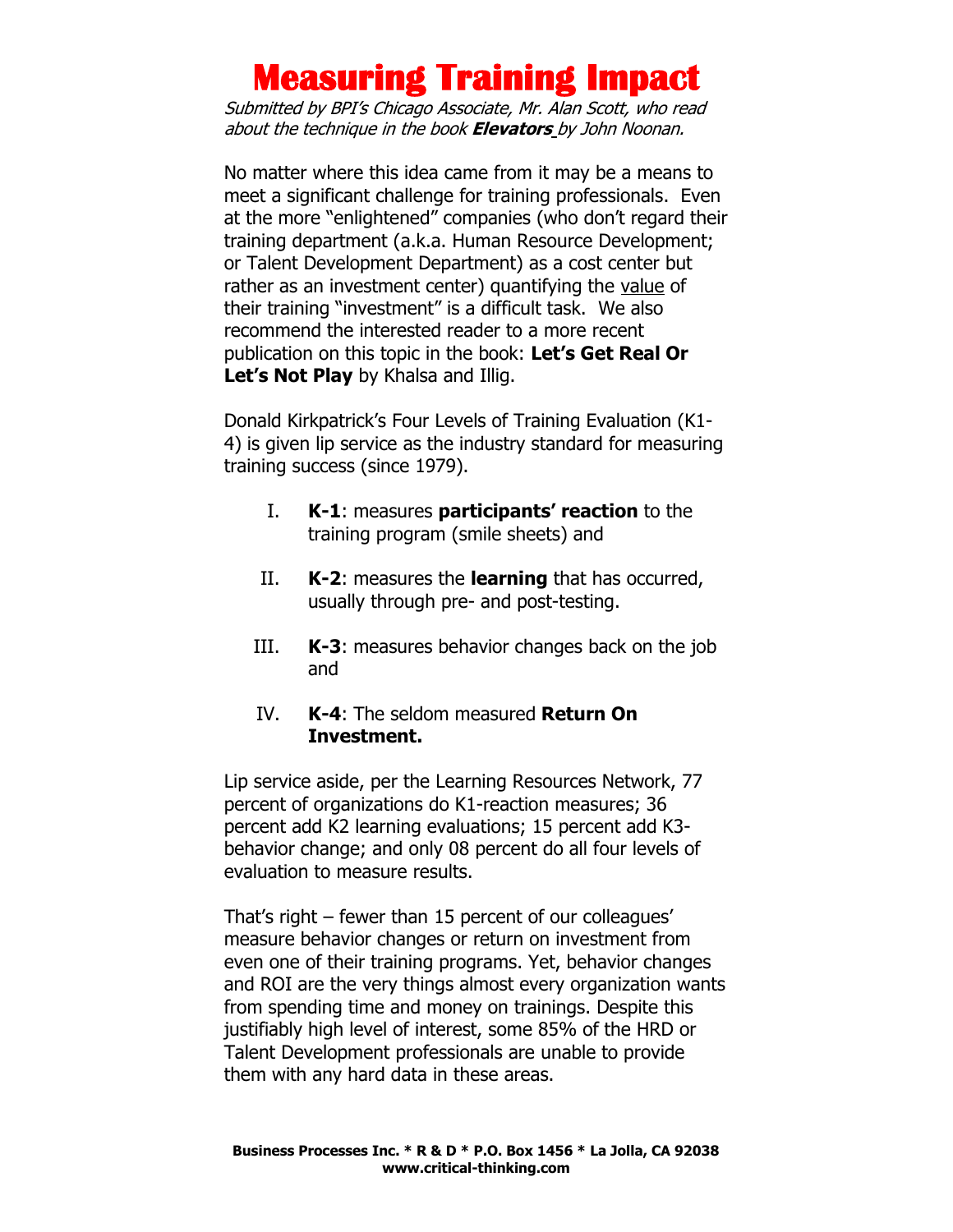# Measuring Training Impact

*Submitted by BPI's Chicago Associate, Mr. Alan Scott, who read about the technique in the book* ***Elevators*** *by John Noonan.*

No matter where this idea came from it may be a means to meet a significant challenge for training professionals. Even at the more "enlightened" companies (who don't regard their training department (a.k.a. Human Resource Development; or Talent Development Department) as a cost center but rather as an investment center) quantifying the value of their training "investment" is a difficult task. We also recommend the interested reader to a more recent publication on this topic in the book: **Let's Get Real Or Let's Not Play** by Khalsa and Illig.

Donald Kirkpatrick's Four Levels of Training Evaluation (K1-4) is given lip service as the industry standard for measuring training success (since 1979).

I. **K-1**: measures **participants' reaction** to the training program (smile sheets) and

II. **K-2**: measures the **learning** that has occurred, usually through pre- and post-testing.

III. **K-3**: measures behavior changes back on the job and

IV. **K-4**: The seldom measured **Return On Investment.**

Lip service aside, per the Learning Resources Network, 77 percent of organizations do K1-reaction measures; 36 percent add K2 learning evaluations; 15 percent add K3-behavior change; and only 08 percent do all four levels of evaluation to measure results.

That's right – fewer than 15 percent of our colleagues' measure behavior changes or return on investment from even one of their training programs. Yet, behavior changes and ROI are the very things almost every organization wants from spending time and money on trainings. Despite this justifiably high level of interest, some 85% of the HRD or Talent Development professionals are unable to provide them with any hard data in these areas.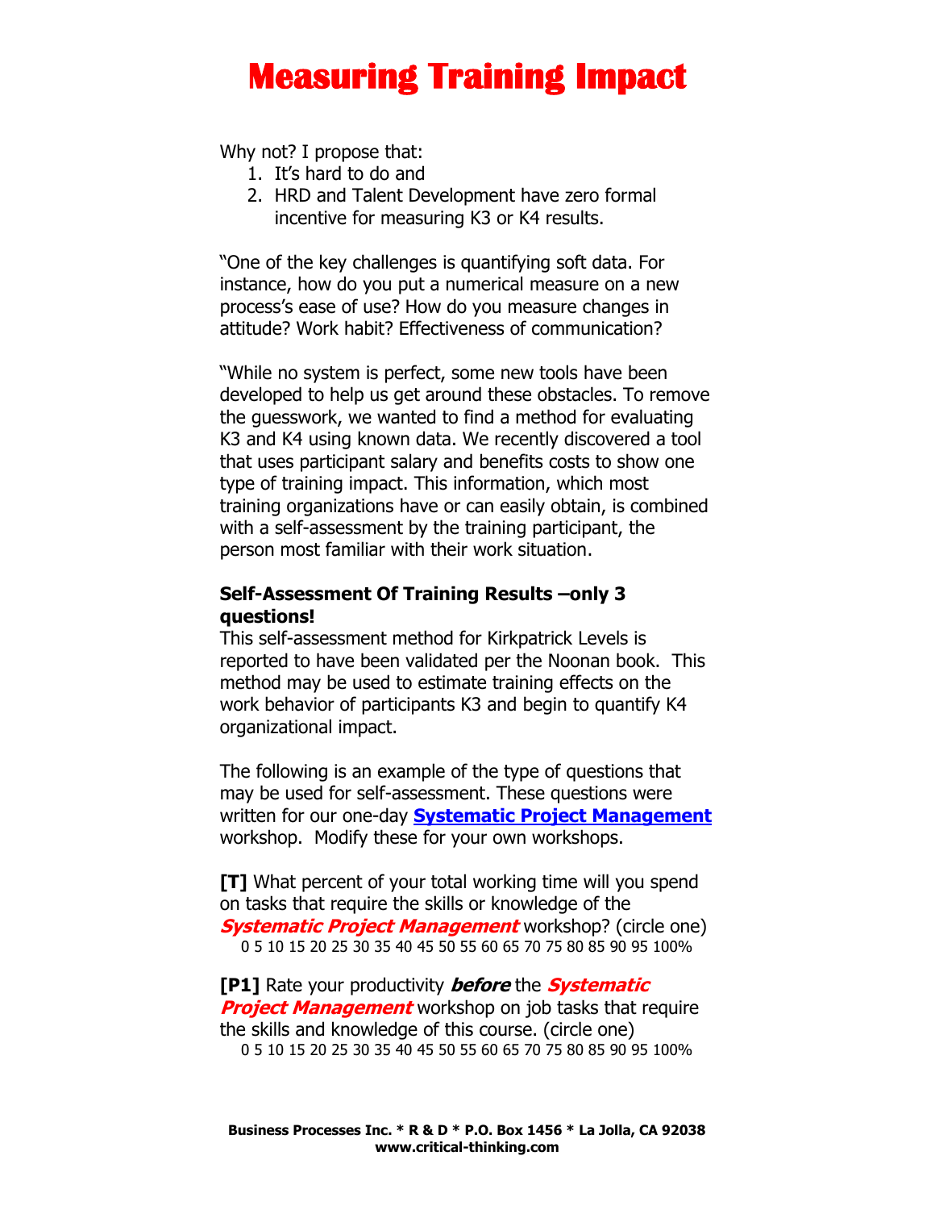# Measuring Training Impact

Why not? I propose that:

1. It's hard to do and
2. HRD and Talent Development have zero formal incentive for measuring K3 or K4 results.

"One of the key challenges is quantifying soft data. For instance, how do you put a numerical measure on a new process's ease of use? How do you measure changes in attitude? Work habit? Effectiveness of communication?

"While no system is perfect, some new tools have been developed to help us get around these obstacles. To remove the guesswork, we wanted to find a method for evaluating K3 and K4 using known data. We recently discovered a tool that uses participant salary and benefits costs to show one type of training impact. This information, which most training organizations have or can easily obtain, is combined with a self-assessment by the training participant, the person most familiar with their work situation.

**Self-Assessment Of Training Results –only 3 questions!**

This self-assessment method for Kirkpatrick Levels is reported to have been validated per the Noonan book. This method may be used to estimate training effects on the work behavior of participants K3 and begin to quantify K4 organizational impact.

The following is an example of the type of questions that may be used for self-assessment. These questions were written for our one-day **Systematic Project Management** workshop. Modify these for your own workshops.

**[T]** What percent of your total working time will you spend on tasks that require the skills or knowledge of the ***Systematic Project Management*** workshop? (circle one)

0 5 10 15 20 25 30 35 40 45 50 55 60 65 70 75 80 85 90 95 100%

**[P1]** Rate your productivity ***before*** the ***Systematic Project Management*** workshop on job tasks that require the skills and knowledge of this course. (circle one)

0 5 10 15 20 25 30 35 40 45 50 55 60 65 70 75 80 85 90 95 100%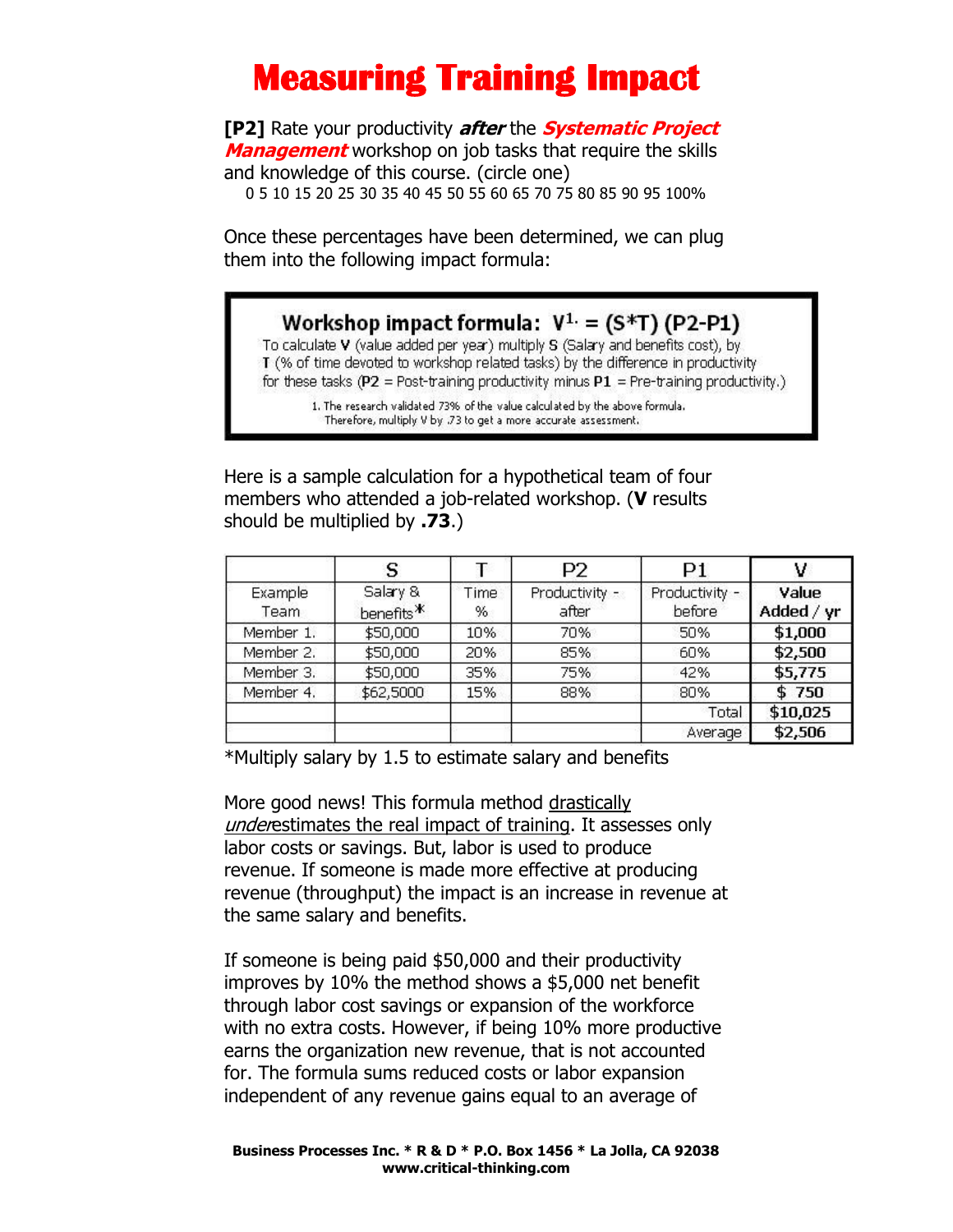# Measuring Training Impact

**[P2]** Rate your productivity ***after*** the ***Systematic Project Management*** workshop on job tasks that require the skills and knowledge of this course. (circle one)

0 5 10 15 20 25 30 35 40 45 50 55 60 65 70 75 80 85 90 95 100%

Once these percentages have been determined, we can plug them into the following impact formula:

> **Workshop impact formula:** $V^{1.} = (S*T)\ (P2-P1)$
>
> To calculate **V** (value added per year) multiply **S** (Salary and benefits cost), by **T** (% of time devoted to workshop related tasks) by the difference in productivity for these tasks (**P2** = Post-training productivity minus **P1** = Pre-training productivity.)
>
> 1. The research validated 73% of the value calculated by the above formula. Therefore, multiply V by .73 to get a more accurate assessment.

Here is a sample calculation for a hypothetical team of four members who attended a job-related workshop. (**V** results should be multiplied by **.73**.)

| | S | T | P2 | P1 | V |
|---|---|---|---|---|---|
| Example Team | Salary & benefits* | Time % | Productivity - after | Productivity - before | **Value Added / yr** |
| Member 1. | $50,000 | 10% | 70% | 50% | **$1,000** |
| Member 2. | $50,000 | 20% | 85% | 60% | **$2,500** |
| Member 3. | $50,000 | 35% | 75% | 42% | **$5,775** |
| Member 4. | $62,5000 | 15% | 88% | 80% | **$ 750** |
| | | | | Total | **$10,025** |
| | | | | Average | **$2,506** |

*Multiply salary by 1.5 to estimate salary and benefits

More good news! This formula method drastically *under*estimates the real impact of training. It assesses only labor costs or savings. But, labor is used to produce revenue. If someone is made more effective at producing revenue (throughput) the impact is an increase in revenue at the same salary and benefits.

If someone is being paid $50,000 and their productivity improves by 10% the method shows a $5,000 net benefit through labor cost savings or expansion of the workforce with no extra costs. However, if being 10% more productive earns the organization new revenue, that is not accounted for. The formula sums reduced costs or labor expansion independent of any revenue gains equal to an average of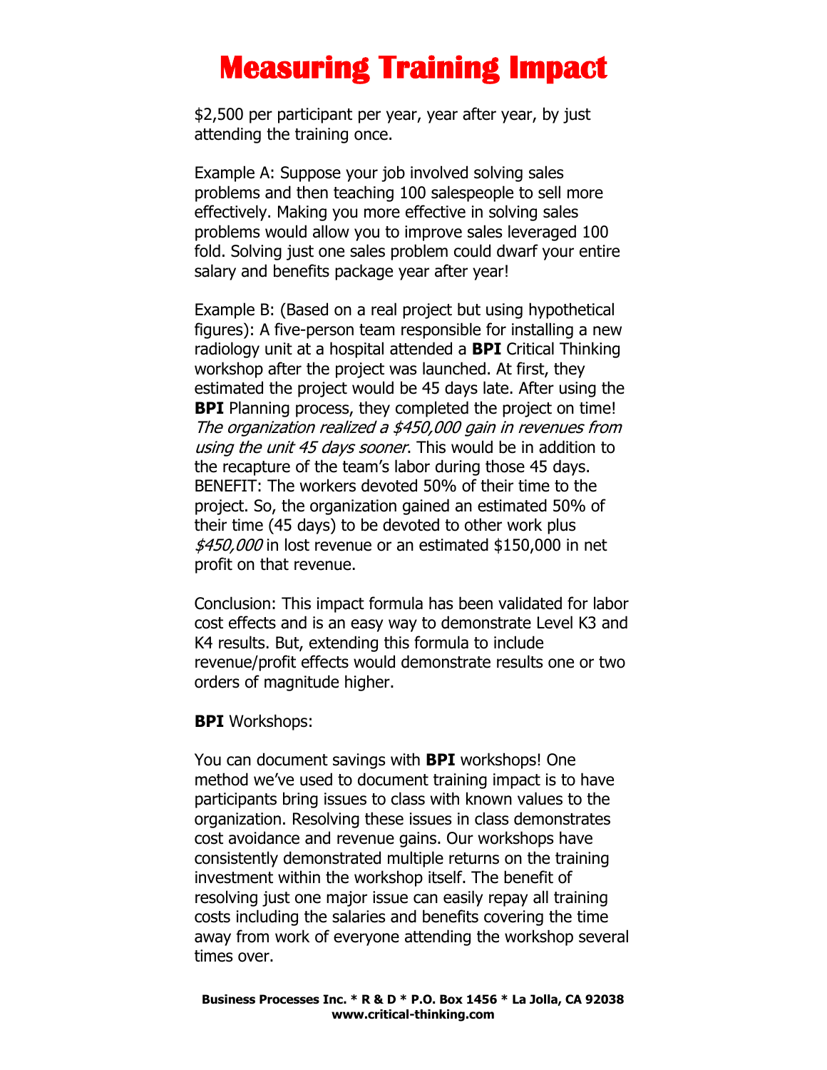# Measuring Training Impact

$2,500 per participant per year, year after year, by just attending the training once.

Example A: Suppose your job involved solving sales problems and then teaching 100 salespeople to sell more effectively. Making you more effective in solving sales problems would allow you to improve sales leveraged 100 fold. Solving just one sales problem could dwarf your entire salary and benefits package year after year!

Example B: (Based on a real project but using hypothetical figures): A five-person team responsible for installing a new radiology unit at a hospital attended a **BPI** Critical Thinking workshop after the project was launched. At first, they estimated the project would be 45 days late. After using the **BPI** Planning process, they completed the project on time! *The organization realized a $450,000 gain in revenues from using the unit 45 days sooner*. This would be in addition to the recapture of the team's labor during those 45 days. BENEFIT: The workers devoted 50% of their time to the project. So, the organization gained an estimated 50% of their time (45 days) to be devoted to other work plus *$450,000* in lost revenue or an estimated $150,000 in net profit on that revenue.

Conclusion: This impact formula has been validated for labor cost effects and is an easy way to demonstrate Level K3 and K4 results. But, extending this formula to include revenue/profit effects would demonstrate results one or two orders of magnitude higher.

**BPI** Workshops:

You can document savings with **BPI** workshops! One method we've used to document training impact is to have participants bring issues to class with known values to the organization. Resolving these issues in class demonstrates cost avoidance and revenue gains. Our workshops have consistently demonstrated multiple returns on the training investment within the workshop itself. The benefit of resolving just one major issue can easily repay all training costs including the salaries and benefits covering the time away from work of everyone attending the workshop several times over.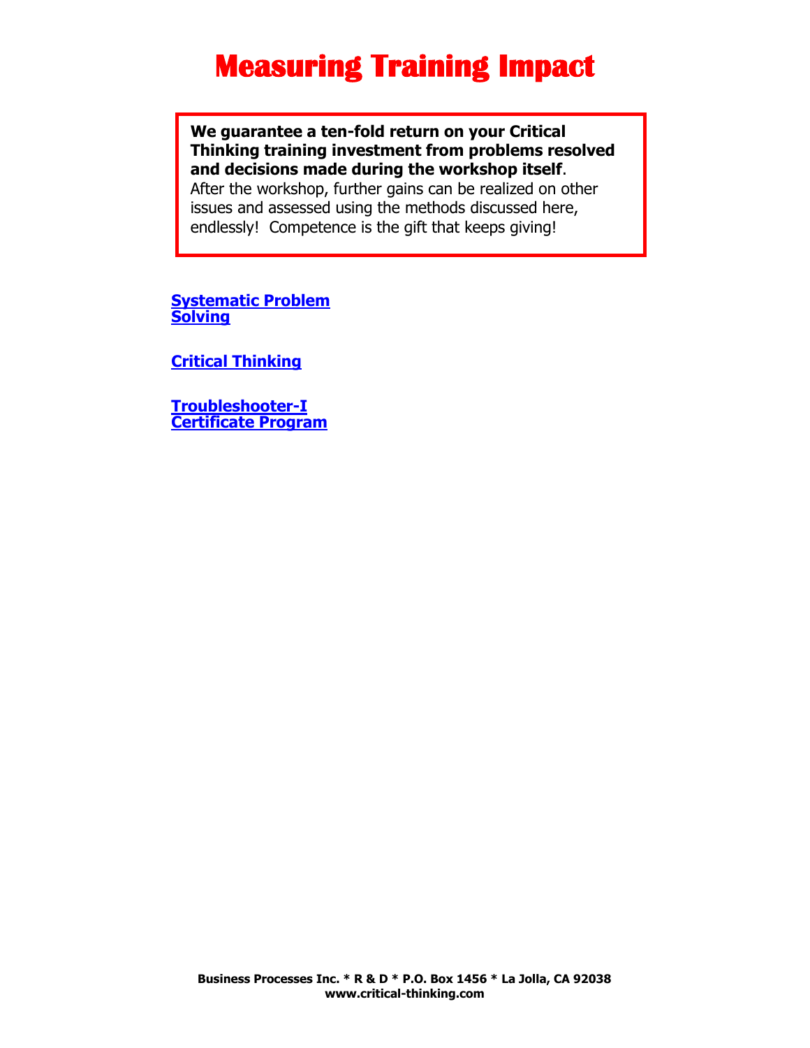# Measuring Training Impact

**We guarantee a ten-fold return on your Critical Thinking training investment from problems resolved and decisions made during the workshop itself**. After the workshop, further gains can be realized on other issues and assessed using the methods discussed here, endlessly! Competence is the gift that keeps giving!

**Systematic Problem Solving**

**Critical Thinking**

**Troubleshooter-I Certificate Program**

**Business Processes Inc. * R & D * P.O. Box 1456 * La Jolla, CA 92038**
**www.critical-thinking.com**